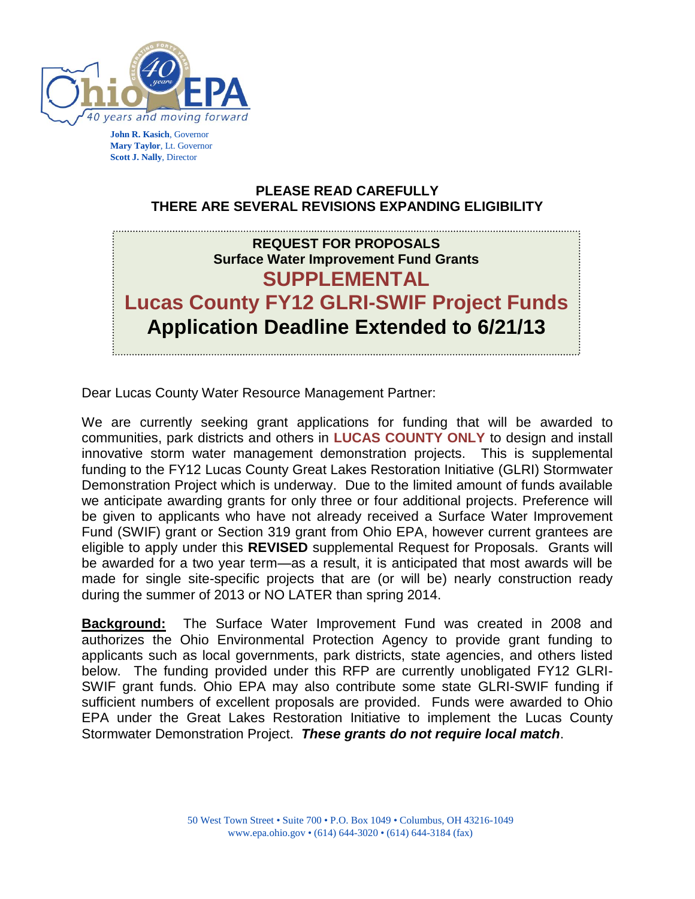John R. Kasich, Governor
Mary Taylor, Lt. Governor
Scott J. Nally, Director

**PLEASE READ CAREFULLY**
**THERE ARE SEVERAL REVISIONS EXPANDING ELIGIBILITY**

# REQUEST FOR PROPOSALS
## Surface Water Improvement Fund Grants
# SUPPLEMENTAL
# Lucas County FY12 GLRI-SWIF Project Funds
# Application Deadline Extended to 6/21/13

Dear Lucas County Water Resource Management Partner:

We are currently seeking grant applications for funding that will be awarded to communities, park districts and others in **LUCAS COUNTY ONLY** to design and install innovative storm water management demonstration projects. This is supplemental funding to the FY12 Lucas County Great Lakes Restoration Initiative (GLRI) Stormwater Demonstration Project which is underway. Due to the limited amount of funds available we anticipate awarding grants for only three or four additional projects. Preference will be given to applicants who have not already received a Surface Water Improvement Fund (SWIF) grant or Section 319 grant from Ohio EPA, however current grantees are eligible to apply under this **REVISED** supplemental Request for Proposals. Grants will be awarded for a two year term—as a result, it is anticipated that most awards will be made for single site-specific projects that are (or will be) nearly construction ready during the summer of 2013 or NO LATER than spring 2014.

**Background:** The Surface Water Improvement Fund was created in 2008 and authorizes the Ohio Environmental Protection Agency to provide grant funding to applicants such as local governments, park districts, state agencies, and others listed below. The funding provided under this RFP are currently unobligated FY12 GLRI-SWIF grant funds. Ohio EPA may also contribute some state GLRI-SWIF funding if sufficient numbers of excellent proposals are provided. Funds were awarded to Ohio EPA under the Great Lakes Restoration Initiative to implement the Lucas County Stormwater Demonstration Project. ***These grants do not require local match***.

50 West Town Street • Suite 700 • P.O. Box 1049 • Columbus, OH 43216-1049
www.epa.ohio.gov • (614) 644-3020 • (614) 644-3184 (fax)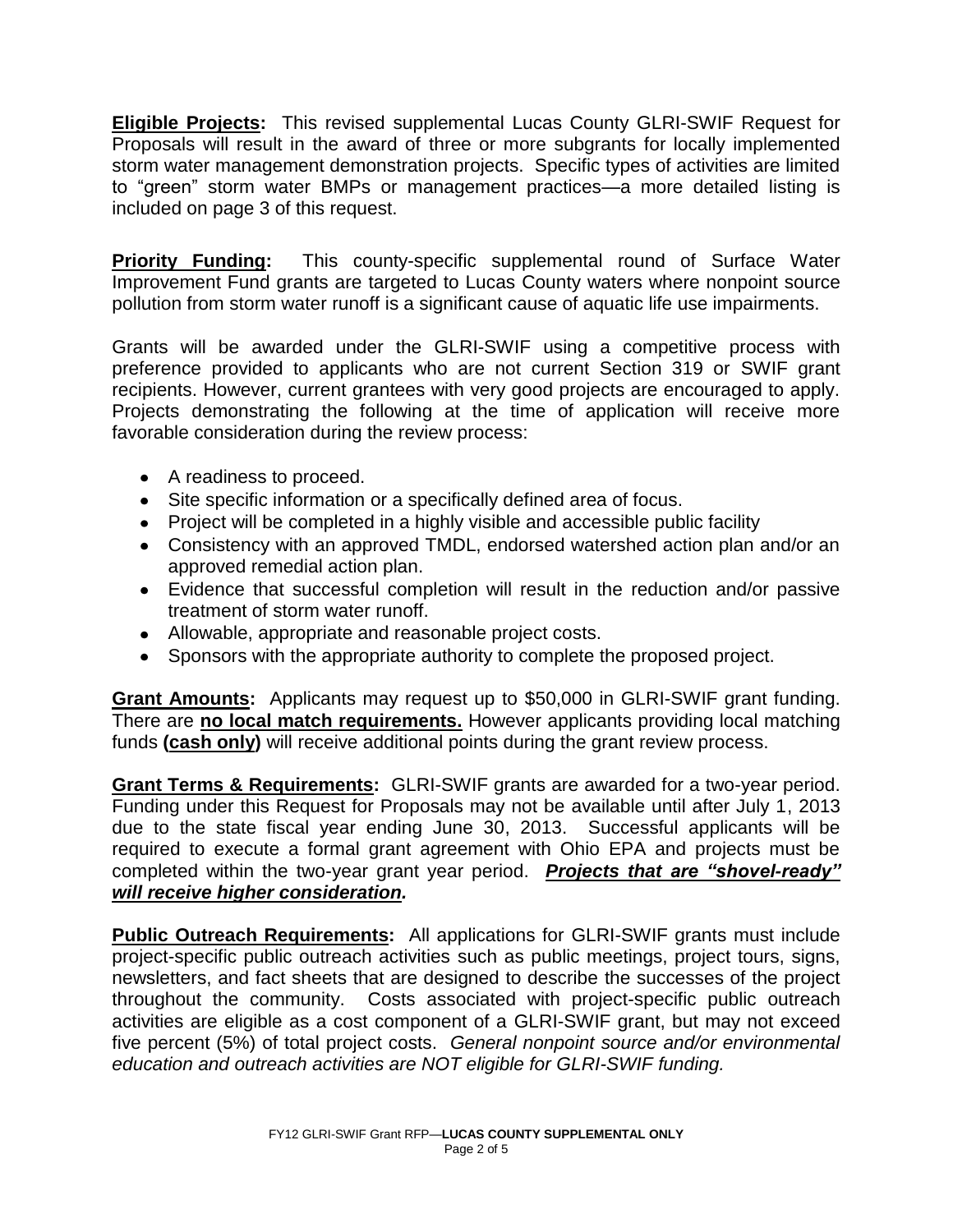**Eligible Projects:** This revised supplemental Lucas County GLRI-SWIF Request for Proposals will result in the award of three or more subgrants for locally implemented storm water management demonstration projects. Specific types of activities are limited to "green" storm water BMPs or management practices—a more detailed listing is included on page 3 of this request.

**Priority Funding:** This county-specific supplemental round of Surface Water Improvement Fund grants are targeted to Lucas County waters where nonpoint source pollution from storm water runoff is a significant cause of aquatic life use impairments.

Grants will be awarded under the GLRI-SWIF using a competitive process with preference provided to applicants who are not current Section 319 or SWIF grant recipients. However, current grantees with very good projects are encouraged to apply. Projects demonstrating the following at the time of application will receive more favorable consideration during the review process:

- A readiness to proceed.
- Site specific information or a specifically defined area of focus.
- Project will be completed in a highly visible and accessible public facility
- Consistency with an approved TMDL, endorsed watershed action plan and/or an approved remedial action plan.
- Evidence that successful completion will result in the reduction and/or passive treatment of storm water runoff.
- Allowable, appropriate and reasonable project costs.
- Sponsors with the appropriate authority to complete the proposed project.

**Grant Amounts:** Applicants may request up to $50,000 in GLRI-SWIF grant funding. There are **no local match requirements.** However applicants providing local matching funds **(cash only)** will receive additional points during the grant review process.

**Grant Terms & Requirements:** GLRI-SWIF grants are awarded for a two-year period. Funding under this Request for Proposals may not be available until after July 1, 2013 due to the state fiscal year ending June 30, 2013. Successful applicants will be required to execute a formal grant agreement with Ohio EPA and projects must be completed within the two-year grant year period. ***Projects that are "shovel-ready" will receive higher consideration.***

**Public Outreach Requirements:** All applications for GLRI-SWIF grants must include project-specific public outreach activities such as public meetings, project tours, signs, newsletters, and fact sheets that are designed to describe the successes of the project throughout the community. Costs associated with project-specific public outreach activities are eligible as a cost component of a GLRI-SWIF grant, but may not exceed five percent (5%) of total project costs. *General nonpoint source and/or environmental education and outreach activities are NOT eligible for GLRI-SWIF funding.*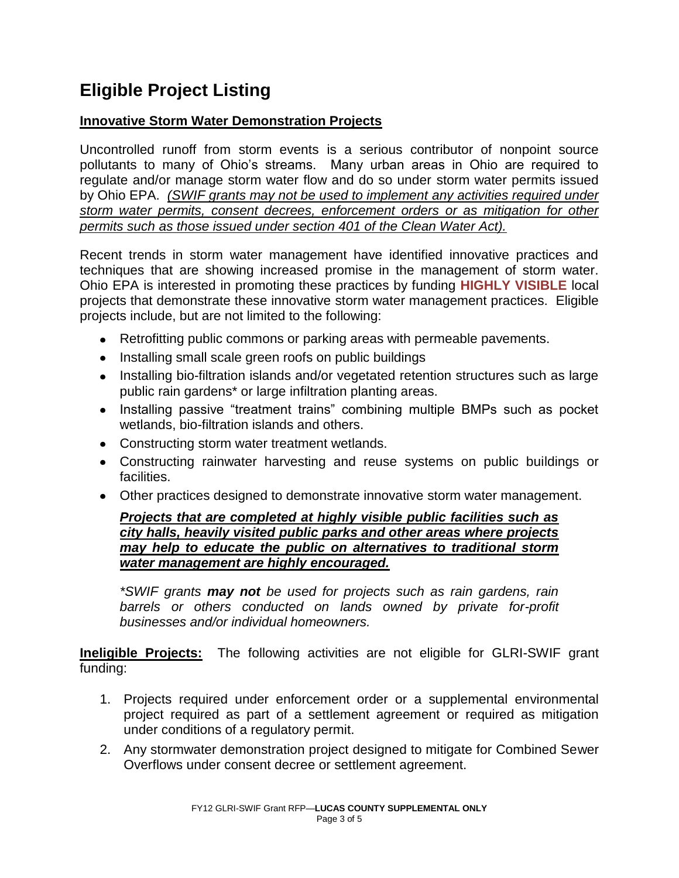# Eligible Project Listing

## Innovative Storm Water Demonstration Projects

Uncontrolled runoff from storm events is a serious contributor of nonpoint source pollutants to many of Ohio's streams. Many urban areas in Ohio are required to regulate and/or manage storm water flow and do so under storm water permits issued by Ohio EPA. *(SWIF grants may not be used to implement any activities required under storm water permits, consent decrees, enforcement orders or as mitigation for other permits such as those issued under section 401 of the Clean Water Act).*

Recent trends in storm water management have identified innovative practices and techniques that are showing increased promise in the management of storm water. Ohio EPA is interested in promoting these practices by funding **HIGHLY VISIBLE** local projects that demonstrate these innovative storm water management practices. Eligible projects include, but are not limited to the following:

- Retrofitting public commons or parking areas with permeable pavements.
- Installing small scale green roofs on public buildings
- Installing bio-filtration islands and/or vegetated retention structures such as large public rain gardens* or large infiltration planting areas.
- Installing passive "treatment trains" combining multiple BMPs such as pocket wetlands, bio-filtration islands and others.
- Constructing storm water treatment wetlands.
- Constructing rainwater harvesting and reuse systems on public buildings or facilities.
- Other practices designed to demonstrate innovative storm water management.

***Projects that are completed at highly visible public facilities such as city halls, heavily visited public parks and other areas where projects may help to educate the public on alternatives to traditional storm water management are highly encouraged.***

*\*SWIF grants **may not** be used for projects such as rain gardens, rain barrels or others conducted on lands owned by private for-profit businesses and/or individual homeowners.*

**Ineligible Projects:** The following activities are not eligible for GLRI-SWIF grant funding:

1. Projects required under enforcement order or a supplemental environmental project required as part of a settlement agreement or required as mitigation under conditions of a regulatory permit.
2. Any stormwater demonstration project designed to mitigate for Combined Sewer Overflows under consent decree or settlement agreement.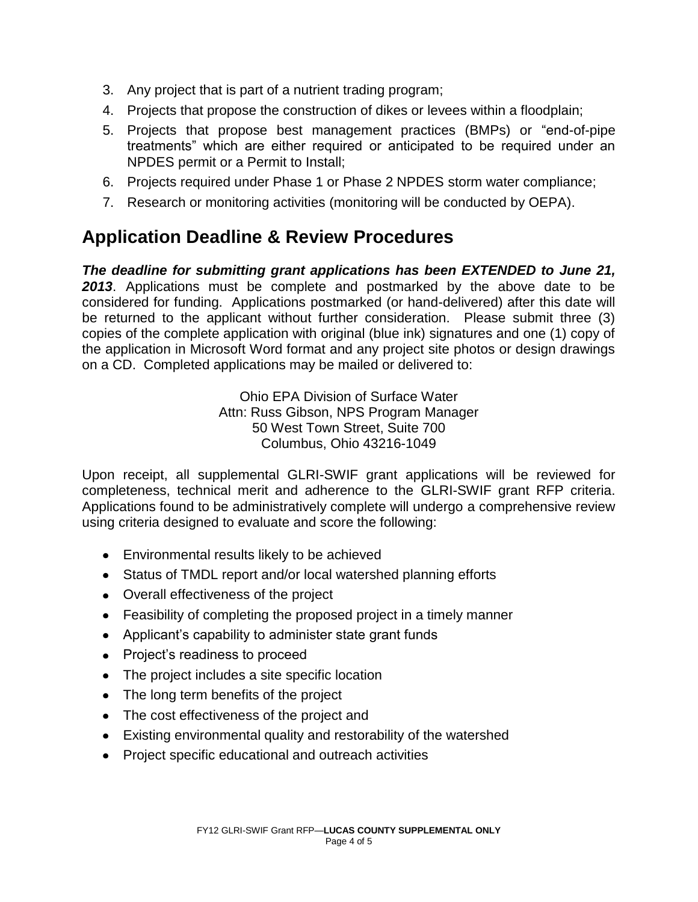3. Any project that is part of a nutrient trading program;
4. Projects that propose the construction of dikes or levees within a floodplain;
5. Projects that propose best management practices (BMPs) or "end-of-pipe treatments" which are either required or anticipated to be required under an NPDES permit or a Permit to Install;
6. Projects required under Phase 1 or Phase 2 NPDES storm water compliance;
7. Research or monitoring activities (monitoring will be conducted by OEPA).

## Application Deadline & Review Procedures

***The deadline for submitting grant applications has been EXTENDED to June 21, 2013***. Applications must be complete and postmarked by the above date to be considered for funding. Applications postmarked (or hand-delivered) after this date will be returned to the applicant without further consideration. Please submit three (3) copies of the complete application with original (blue ink) signatures and one (1) copy of the application in Microsoft Word format and any project site photos or design drawings on a CD. Completed applications may be mailed or delivered to:

Ohio EPA Division of Surface Water
Attn: Russ Gibson, NPS Program Manager
50 West Town Street, Suite 700
Columbus, Ohio 43216-1049

Upon receipt, all supplemental GLRI-SWIF grant applications will be reviewed for completeness, technical merit and adherence to the GLRI-SWIF grant RFP criteria. Applications found to be administratively complete will undergo a comprehensive review using criteria designed to evaluate and score the following:

- Environmental results likely to be achieved
- Status of TMDL report and/or local watershed planning efforts
- Overall effectiveness of the project
- Feasibility of completing the proposed project in a timely manner
- Applicant's capability to administer state grant funds
- Project's readiness to proceed
- The project includes a site specific location
- The long term benefits of the project
- The cost effectiveness of the project and
- Existing environmental quality and restorability of the watershed
- Project specific educational and outreach activities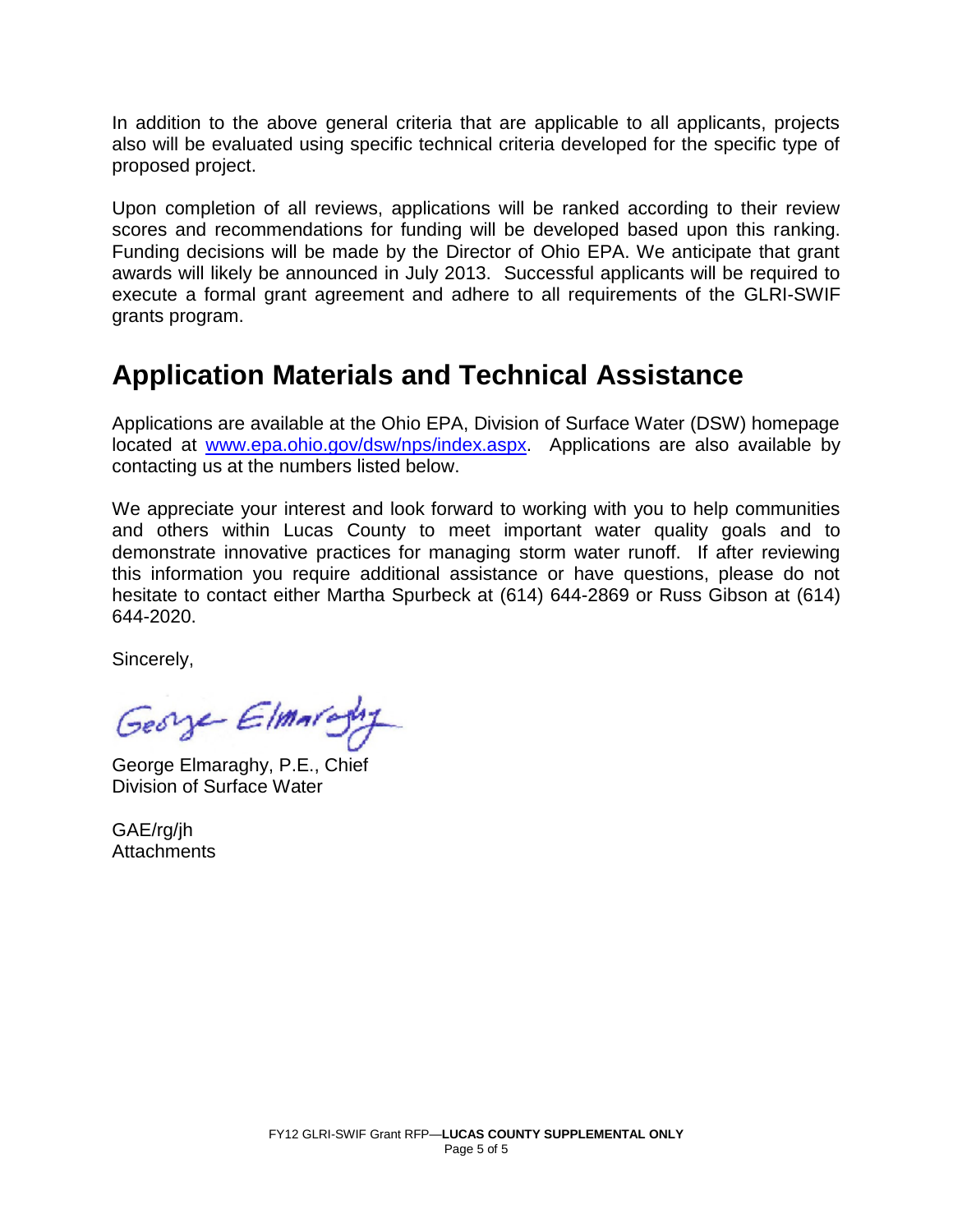In addition to the above general criteria that are applicable to all applicants, projects also will be evaluated using specific technical criteria developed for the specific type of proposed project.

Upon completion of all reviews, applications will be ranked according to their review scores and recommendations for funding will be developed based upon this ranking. Funding decisions will be made by the Director of Ohio EPA. We anticipate that grant awards will likely be announced in July 2013. Successful applicants will be required to execute a formal grant agreement and adhere to all requirements of the GLRI-SWIF grants program.

## Application Materials and Technical Assistance

Applications are available at the Ohio EPA, Division of Surface Water (DSW) homepage located at www.epa.ohio.gov/dsw/nps/index.aspx. Applications are also available by contacting us at the numbers listed below.

We appreciate your interest and look forward to working with you to help communities and others within Lucas County to meet important water quality goals and to demonstrate innovative practices for managing storm water runoff. If after reviewing this information you require additional assistance or have questions, please do not hesitate to contact either Martha Spurbeck at (614) 644-2869 or Russ Gibson at (614) 644-2020.

Sincerely,

George Elmaraghy

George Elmaraghy, P.E., Chief
Division of Surface Water

GAE/rg/jh
Attachments